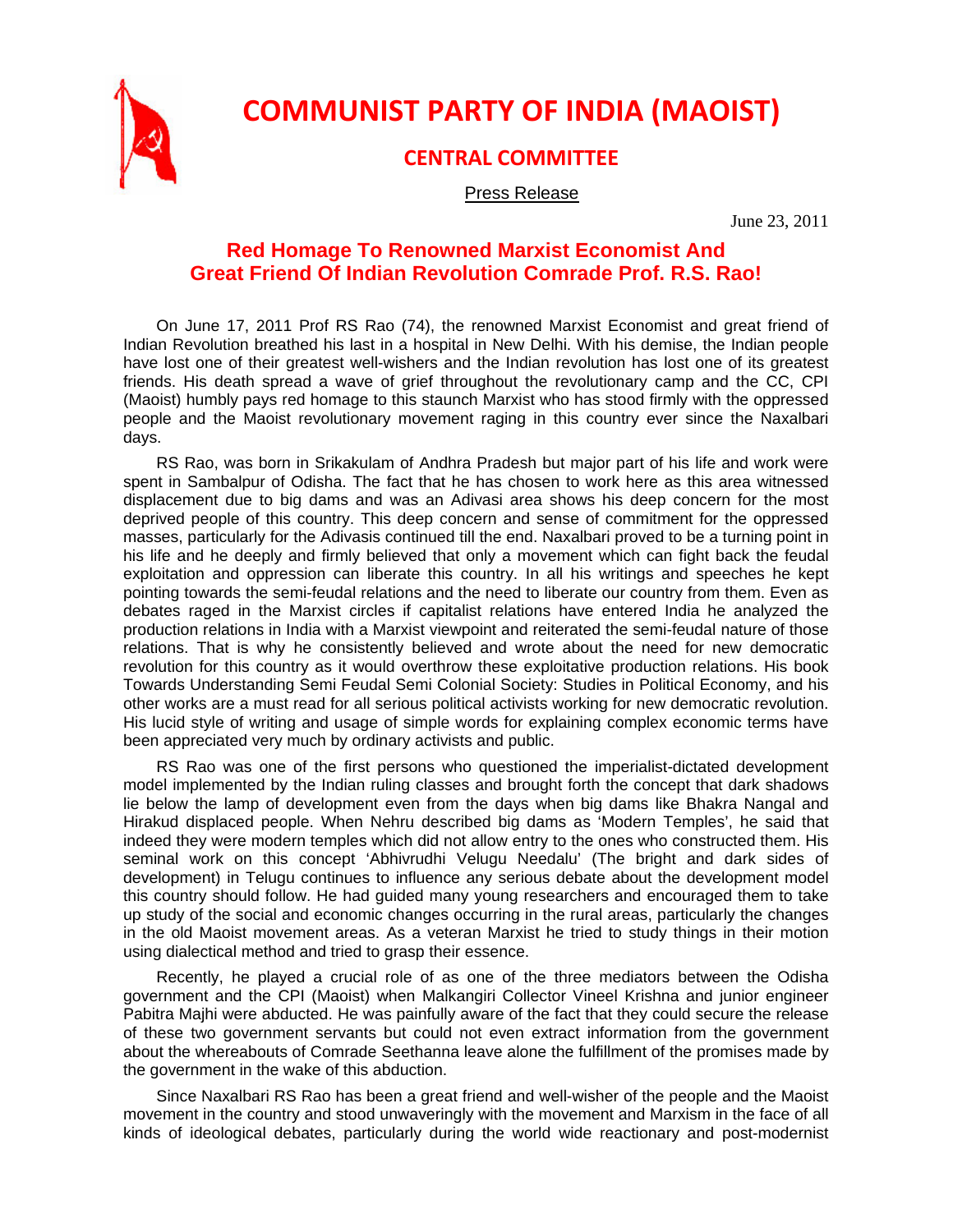# COMMUNIST PARTY OF INDIA (MAOIST)

## CENTRAL COMMITTEE

Press Release

June 23, 2011

## Red Homage To Renowned Marxist Economist And Great Friend Of Indian Revolution Comrade Prof. R.S. Rao!

On June 17, 2011 Prof RS Rao (74), the renowned Marxist Economist and great friend of Indian Revolution breathed his last in a hospital in New Delhi. With his demise, the Indian people have lost one of their greatest well-wishers and the Indian revolution has lost one of its greatest friends. His death spread a wave of grief throughout the revolutionary camp and the CC, CPI (Maoist) humbly pays red homage to this staunch Marxist who has stood firmly with the oppressed people and the Maoist revolutionary movement raging in this country ever since the Naxalbari days.

RS Rao, was born in Srikakulam of Andhra Pradesh but major part of his life and work were spent in Sambalpur of Odisha. The fact that he has chosen to work here as this area witnessed displacement due to big dams and was an Adivasi area shows his deep concern for the most deprived people of this country. This deep concern and sense of commitment for the oppressed masses, particularly for the Adivasis continued till the end. Naxalbari proved to be a turning point in his life and he deeply and firmly believed that only a movement which can fight back the feudal exploitation and oppression can liberate this country. In all his writings and speeches he kept pointing towards the semi-feudal relations and the need to liberate our country from them. Even as debates raged in the Marxist circles if capitalist relations have entered India he analyzed the production relations in India with a Marxist viewpoint and reiterated the semi-feudal nature of those relations. That is why he consistently believed and wrote about the need for new democratic revolution for this country as it would overthrow these exploitative production relations. His book Towards Understanding Semi Feudal Semi Colonial Society: Studies in Political Economy, and his other works are a must read for all serious political activists working for new democratic revolution. His lucid style of writing and usage of simple words for explaining complex economic terms have been appreciated very much by ordinary activists and public.

RS Rao was one of the first persons who questioned the imperialist-dictated development model implemented by the Indian ruling classes and brought forth the concept that dark shadows lie below the lamp of development even from the days when big dams like Bhakra Nangal and Hirakud displaced people. When Nehru described big dams as 'Modern Temples', he said that indeed they were modern temples which did not allow entry to the ones who constructed them. His seminal work on this concept 'Abhivrudhi Velugu Needalu' (The bright and dark sides of development) in Telugu continues to influence any serious debate about the development model this country should follow. He had guided many young researchers and encouraged them to take up study of the social and economic changes occurring in the rural areas, particularly the changes in the old Maoist movement areas. As a veteran Marxist he tried to study things in their motion using dialectical method and tried to grasp their essence.

Recently, he played a crucial role of as one of the three mediators between the Odisha government and the CPI (Maoist) when Malkangiri Collector Vineel Krishna and junior engineer Pabitra Majhi were abducted. He was painfully aware of the fact that they could secure the release of these two government servants but could not even extract information from the government about the whereabouts of Comrade Seethanna leave alone the fulfillment of the promises made by the government in the wake of this abduction.

Since Naxalbari RS Rao has been a great friend and well-wisher of the people and the Maoist movement in the country and stood unwaveringly with the movement and Marxism in the face of all kinds of ideological debates, particularly during the world wide reactionary and post-modernist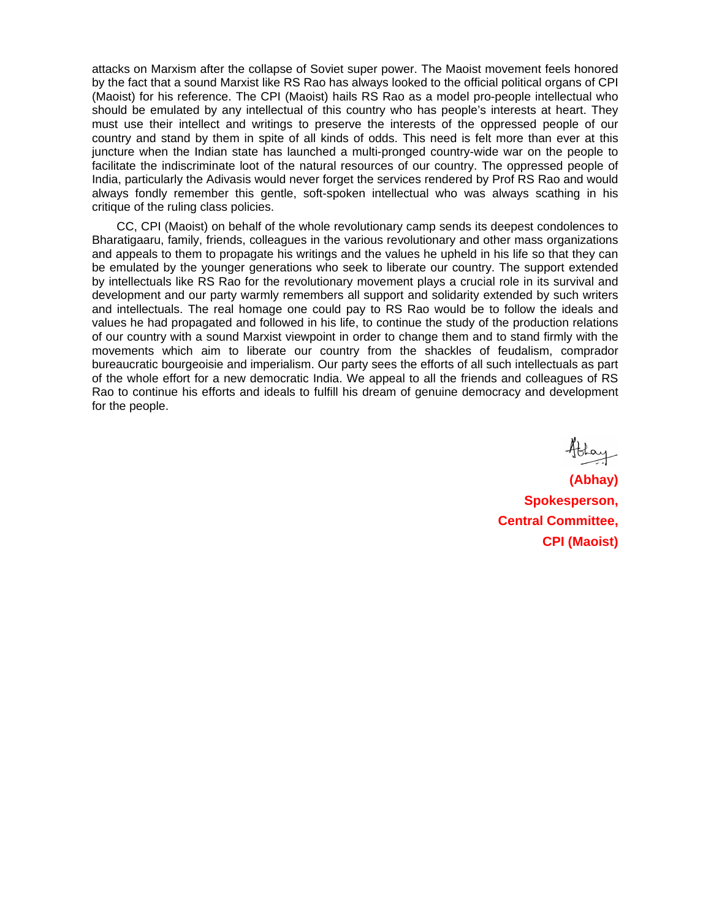attacks on Marxism after the collapse of Soviet super power. The Maoist movement feels honored by the fact that a sound Marxist like RS Rao has always looked to the official political organs of CPI (Maoist) for his reference. The CPI (Maoist) hails RS Rao as a model pro-people intellectual who should be emulated by any intellectual of this country who has people's interests at heart. They must use their intellect and writings to preserve the interests of the oppressed people of our country and stand by them in spite of all kinds of odds. This need is felt more than ever at this juncture when the Indian state has launched a multi-pronged country-wide war on the people to facilitate the indiscriminate loot of the natural resources of our country. The oppressed people of India, particularly the Adivasis would never forget the services rendered by Prof RS Rao and would always fondly remember this gentle, soft-spoken intellectual who was always scathing in his critique of the ruling class policies.

CC, CPI (Maoist) on behalf of the whole revolutionary camp sends its deepest condolences to Bharatigaaru, family, friends, colleagues in the various revolutionary and other mass organizations and appeals to them to propagate his writings and the values he upheld in his life so that they can be emulated by the younger generations who seek to liberate our country. The support extended by intellectuals like RS Rao for the revolutionary movement plays a crucial role in its survival and development and our party warmly remembers all support and solidarity extended by such writers and intellectuals. The real homage one could pay to RS Rao would be to follow the ideals and values he had propagated and followed in his life, to continue the study of the production relations of our country with a sound Marxist viewpoint in order to change them and to stand firmly with the movements which aim to liberate our country from the shackles of feudalism, comprador bureaucratic bourgeoisie and imperialism. Our party sees the efforts of all such intellectuals as part of the whole effort for a new democratic India. We appeal to all the friends and colleagues of RS Rao to continue his efforts and ideals to fulfill his dream of genuine democracy and development for the people.

Abhay

**(Abhay)**
**Spokesperson,**
**Central Committee,**
**CPI (Maoist)**